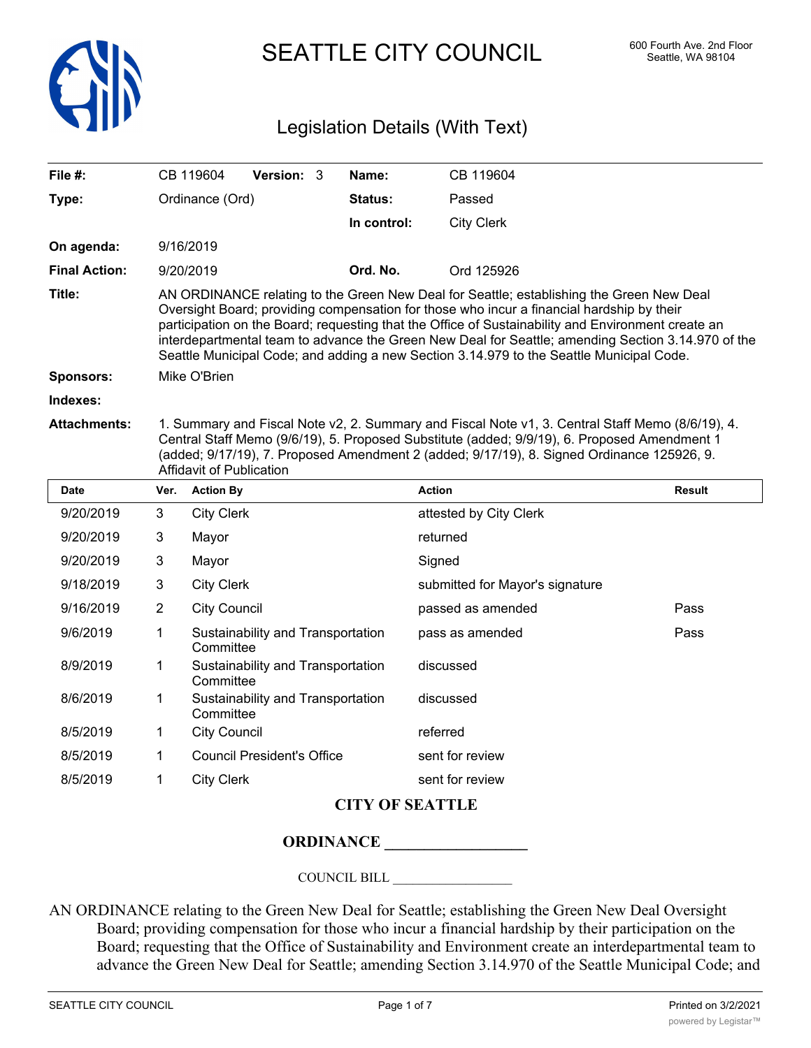# SEATTLE CITY COUNCIL

600 Fourth Ave. 2nd Floor
Seattle, WA 98104

## Legislation Details (With Text)

| | | | |
|---|---|---|---|
| **File #:** | CB 119604 **Version:** 3 | **Name:** | CB 119604 |
| **Type:** | Ordinance (Ord) | **Status:** | Passed |
| | | **In control:** | City Clerk |
| **On agenda:** | 9/16/2019 | | |
| **Final Action:** | 9/20/2019 | **Ord. No.** | Ord 125926 |

**Title:** AN ORDINANCE relating to the Green New Deal for Seattle; establishing the Green New Deal Oversight Board; providing compensation for those who incur a financial hardship by their participation on the Board; requesting that the Office of Sustainability and Environment create an interdepartmental team to advance the Green New Deal for Seattle; amending Section 3.14.970 of the Seattle Municipal Code; and adding a new Section 3.14.979 to the Seattle Municipal Code.

**Sponsors:** Mike O'Brien

**Indexes:**

**Attachments:** 1. Summary and Fiscal Note v2, 2. Summary and Fiscal Note v1, 3. Central Staff Memo (8/6/19), 4. Central Staff Memo (9/6/19), 5. Proposed Substitute (added; 9/9/19), 6. Proposed Amendment 1 (added; 9/17/19), 7. Proposed Amendment 2 (added; 9/17/19), 8. Signed Ordinance 125926, 9. Affidavit of Publication

| Date | Ver. | Action By | Action | Result |
|---|---|---|---|---|
| 9/20/2019 | 3 | City Clerk | attested by City Clerk | |
| 9/20/2019 | 3 | Mayor | returned | |
| 9/20/2019 | 3 | Mayor | Signed | |
| 9/18/2019 | 3 | City Clerk | submitted for Mayor's signature | |
| 9/16/2019 | 2 | City Council | passed as amended | Pass |
| 9/6/2019 | 1 | Sustainability and Transportation Committee | pass as amended | Pass |
| 8/9/2019 | 1 | Sustainability and Transportation Committee | discussed | |
| 8/6/2019 | 1 | Sustainability and Transportation Committee | discussed | |
| 8/5/2019 | 1 | City Council | referred | |
| 8/5/2019 | 1 | Council President's Office | sent for review | |
| 8/5/2019 | 1 | City Clerk | sent for review | |

**CITY OF SEATTLE**

**ORDINANCE \_\_\_\_\_\_\_\_\_\_\_\_\_\_\_\_\_\_**

COUNCIL BILL \_\_\_\_\_\_\_\_\_\_\_\_\_\_\_\_\_\_

AN ORDINANCE relating to the Green New Deal for Seattle; establishing the Green New Deal Oversight Board; providing compensation for those who incur a financial hardship by their participation on the Board; requesting that the Office of Sustainability and Environment create an interdepartmental team to advance the Green New Deal for Seattle; amending Section 3.14.970 of the Seattle Municipal Code; and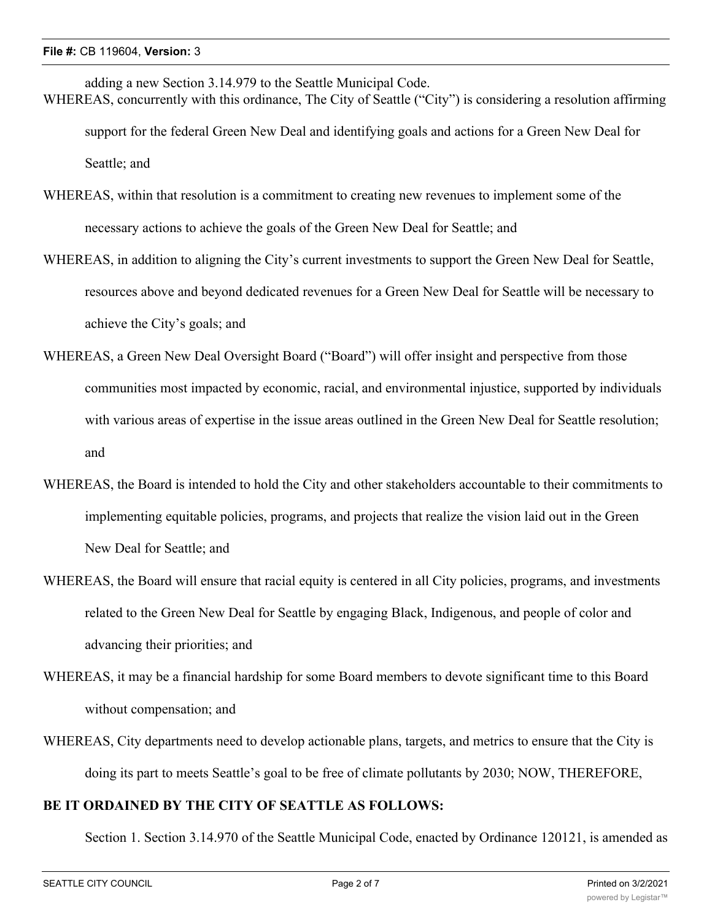adding a new Section 3.14.979 to the Seattle Municipal Code.

WHEREAS, concurrently with this ordinance, The City of Seattle ("City") is considering a resolution affirming support for the federal Green New Deal and identifying goals and actions for a Green New Deal for Seattle; and

WHEREAS, within that resolution is a commitment to creating new revenues to implement some of the necessary actions to achieve the goals of the Green New Deal for Seattle; and

WHEREAS, in addition to aligning the City's current investments to support the Green New Deal for Seattle, resources above and beyond dedicated revenues for a Green New Deal for Seattle will be necessary to achieve the City's goals; and

WHEREAS, a Green New Deal Oversight Board ("Board") will offer insight and perspective from those communities most impacted by economic, racial, and environmental injustice, supported by individuals with various areas of expertise in the issue areas outlined in the Green New Deal for Seattle resolution; and

WHEREAS, the Board is intended to hold the City and other stakeholders accountable to their commitments to implementing equitable policies, programs, and projects that realize the vision laid out in the Green New Deal for Seattle; and

WHEREAS, the Board will ensure that racial equity is centered in all City policies, programs, and investments related to the Green New Deal for Seattle by engaging Black, Indigenous, and people of color and advancing their priorities; and

WHEREAS, it may be a financial hardship for some Board members to devote significant time to this Board without compensation; and

WHEREAS, City departments need to develop actionable plans, targets, and metrics to ensure that the City is doing its part to meets Seattle's goal to be free of climate pollutants by 2030; NOW, THEREFORE,

**BE IT ORDAINED BY THE CITY OF SEATTLE AS FOLLOWS:**

Section 1. Section 3.14.970 of the Seattle Municipal Code, enacted by Ordinance 120121, is amended as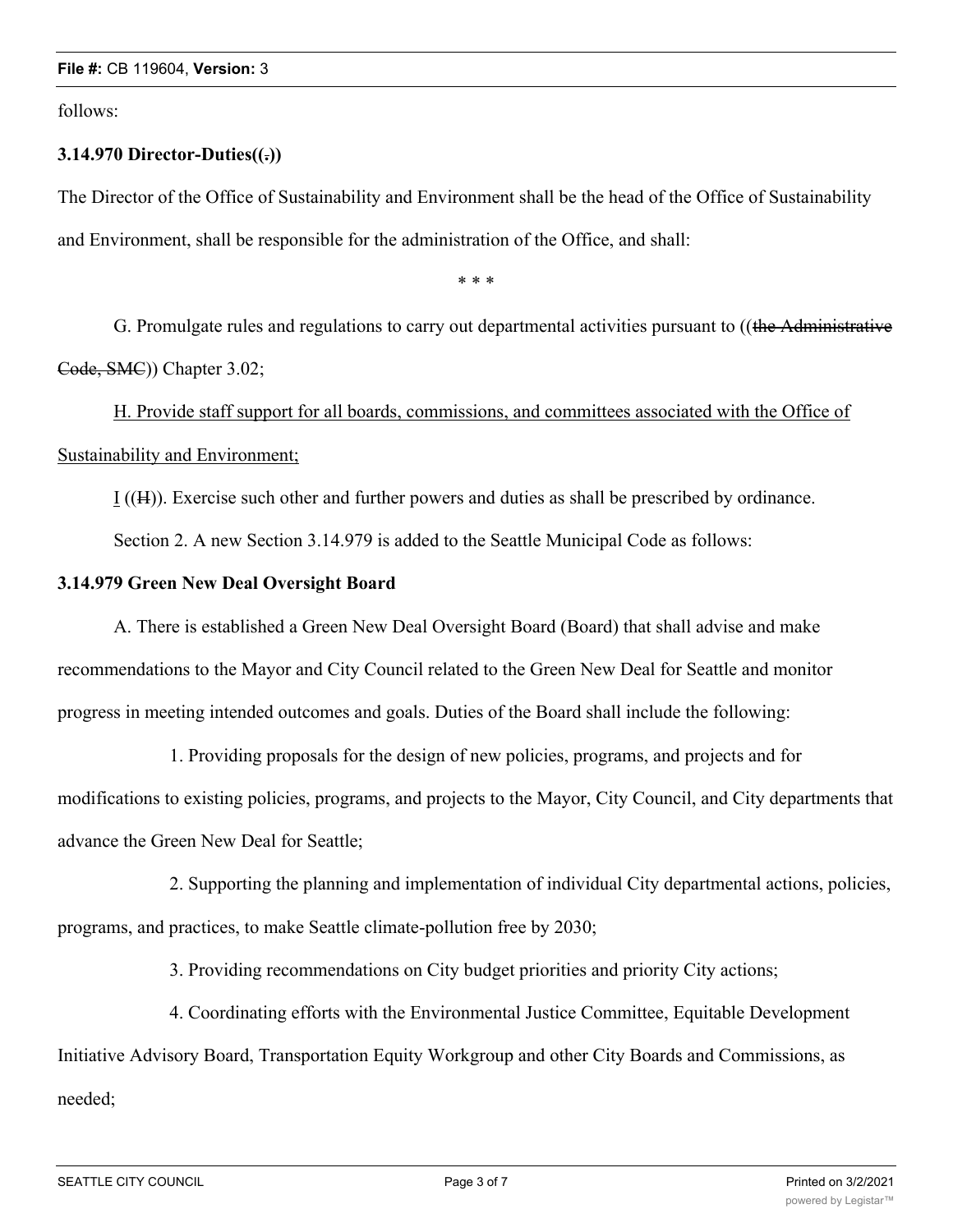follows:

**3.14.970 Director-Duties((.))**

The Director of the Office of Sustainability and Environment shall be the head of the Office of Sustainability and Environment, shall be responsible for the administration of the Office, and shall:

\* \* \*

G. Promulgate rules and regulations to carry out departmental activities pursuant to ((~~the Administrative Code, SMC~~)) Chapter 3.02;

<u>H. Provide staff support for all boards, commissions, and committees associated with the Office of Sustainability and Environment;</u>

<u>I</u> ((~~H~~)). Exercise such other and further powers and duties as shall be prescribed by ordinance.

Section 2. A new Section 3.14.979 is added to the Seattle Municipal Code as follows:

**3.14.979 Green New Deal Oversight Board**

A. There is established a Green New Deal Oversight Board (Board) that shall advise and make recommendations to the Mayor and City Council related to the Green New Deal for Seattle and monitor progress in meeting intended outcomes and goals. Duties of the Board shall include the following:

1. Providing proposals for the design of new policies, programs, and projects and for modifications to existing policies, programs, and projects to the Mayor, City Council, and City departments that advance the Green New Deal for Seattle;

2. Supporting the planning and implementation of individual City departmental actions, policies, programs, and practices, to make Seattle climate-pollution free by 2030;

3. Providing recommendations on City budget priorities and priority City actions;

4. Coordinating efforts with the Environmental Justice Committee, Equitable Development Initiative Advisory Board, Transportation Equity Workgroup and other City Boards and Commissions, as needed;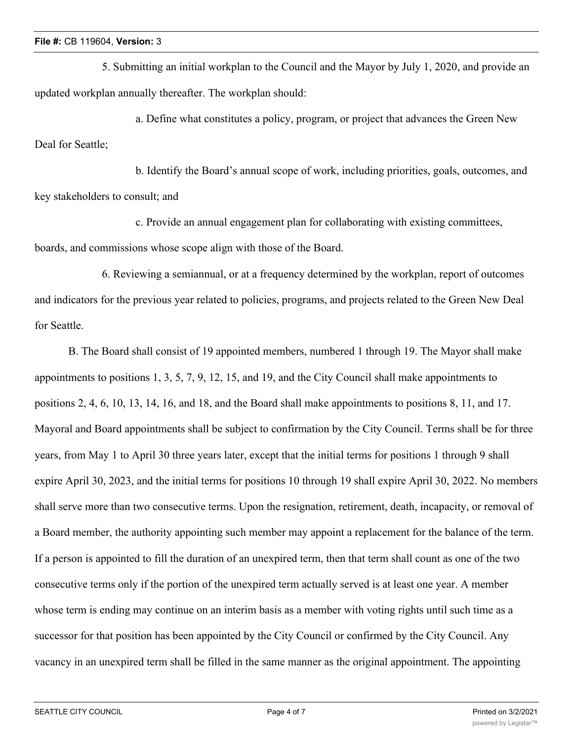5. Submitting an initial workplan to the Council and the Mayor by July 1, 2020, and provide an updated workplan annually thereafter. The workplan should:

a. Define what constitutes a policy, program, or project that advances the Green New Deal for Seattle;

b. Identify the Board's annual scope of work, including priorities, goals, outcomes, and key stakeholders to consult; and

c. Provide an annual engagement plan for collaborating with existing committees, boards, and commissions whose scope align with those of the Board.

6. Reviewing a semiannual, or at a frequency determined by the workplan, report of outcomes and indicators for the previous year related to policies, programs, and projects related to the Green New Deal for Seattle.

B. The Board shall consist of 19 appointed members, numbered 1 through 19. The Mayor shall make appointments to positions 1, 3, 5, 7, 9, 12, 15, and 19, and the City Council shall make appointments to positions 2, 4, 6, 10, 13, 14, 16, and 18, and the Board shall make appointments to positions 8, 11, and 17. Mayoral and Board appointments shall be subject to confirmation by the City Council. Terms shall be for three years, from May 1 to April 30 three years later, except that the initial terms for positions 1 through 9 shall expire April 30, 2023, and the initial terms for positions 10 through 19 shall expire April 30, 2022. No members shall serve more than two consecutive terms. Upon the resignation, retirement, death, incapacity, or removal of a Board member, the authority appointing such member may appoint a replacement for the balance of the term. If a person is appointed to fill the duration of an unexpired term, then that term shall count as one of the two consecutive terms only if the portion of the unexpired term actually served is at least one year. A member whose term is ending may continue on an interim basis as a member with voting rights until such time as a successor for that position has been appointed by the City Council or confirmed by the City Council. Any vacancy in an unexpired term shall be filled in the same manner as the original appointment. The appointing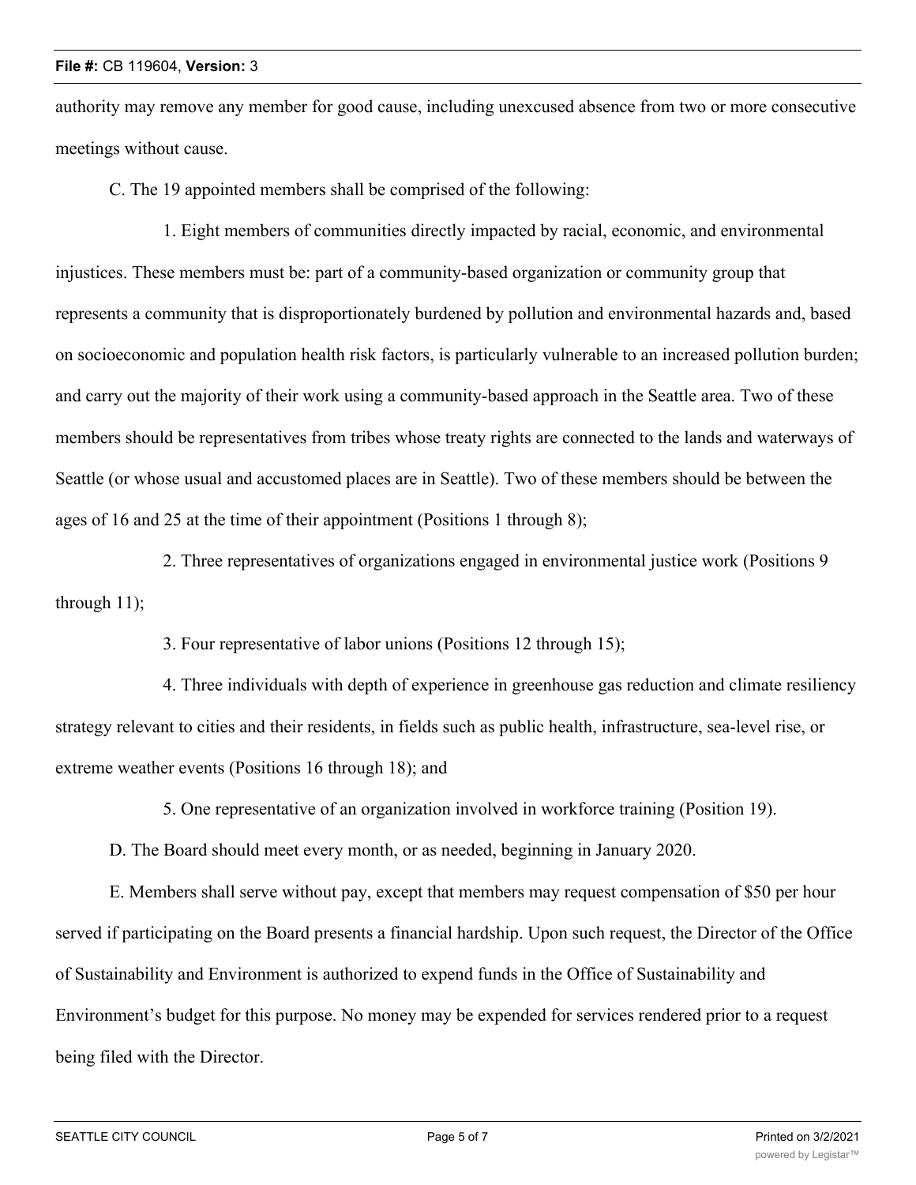authority may remove any member for good cause, including unexcused absence from two or more consecutive meetings without cause.

C. The 19 appointed members shall be comprised of the following:

1. Eight members of communities directly impacted by racial, economic, and environmental injustices. These members must be: part of a community-based organization or community group that represents a community that is disproportionately burdened by pollution and environmental hazards and, based on socioeconomic and population health risk factors, is particularly vulnerable to an increased pollution burden; and carry out the majority of their work using a community-based approach in the Seattle area. Two of these members should be representatives from tribes whose treaty rights are connected to the lands and waterways of Seattle (or whose usual and accustomed places are in Seattle). Two of these members should be between the ages of 16 and 25 at the time of their appointment (Positions 1 through 8);

2. Three representatives of organizations engaged in environmental justice work (Positions 9 through 11);

3. Four representative of labor unions (Positions 12 through 15);

4. Three individuals with depth of experience in greenhouse gas reduction and climate resiliency strategy relevant to cities and their residents, in fields such as public health, infrastructure, sea-level rise, or extreme weather events (Positions 16 through 18); and

5. One representative of an organization involved in workforce training (Position 19).

D. The Board should meet every month, or as needed, beginning in January 2020.

E. Members shall serve without pay, except that members may request compensation of $50 per hour served if participating on the Board presents a financial hardship. Upon such request, the Director of the Office of Sustainability and Environment is authorized to expend funds in the Office of Sustainability and Environment's budget for this purpose. No money may be expended for services rendered prior to a request being filed with the Director.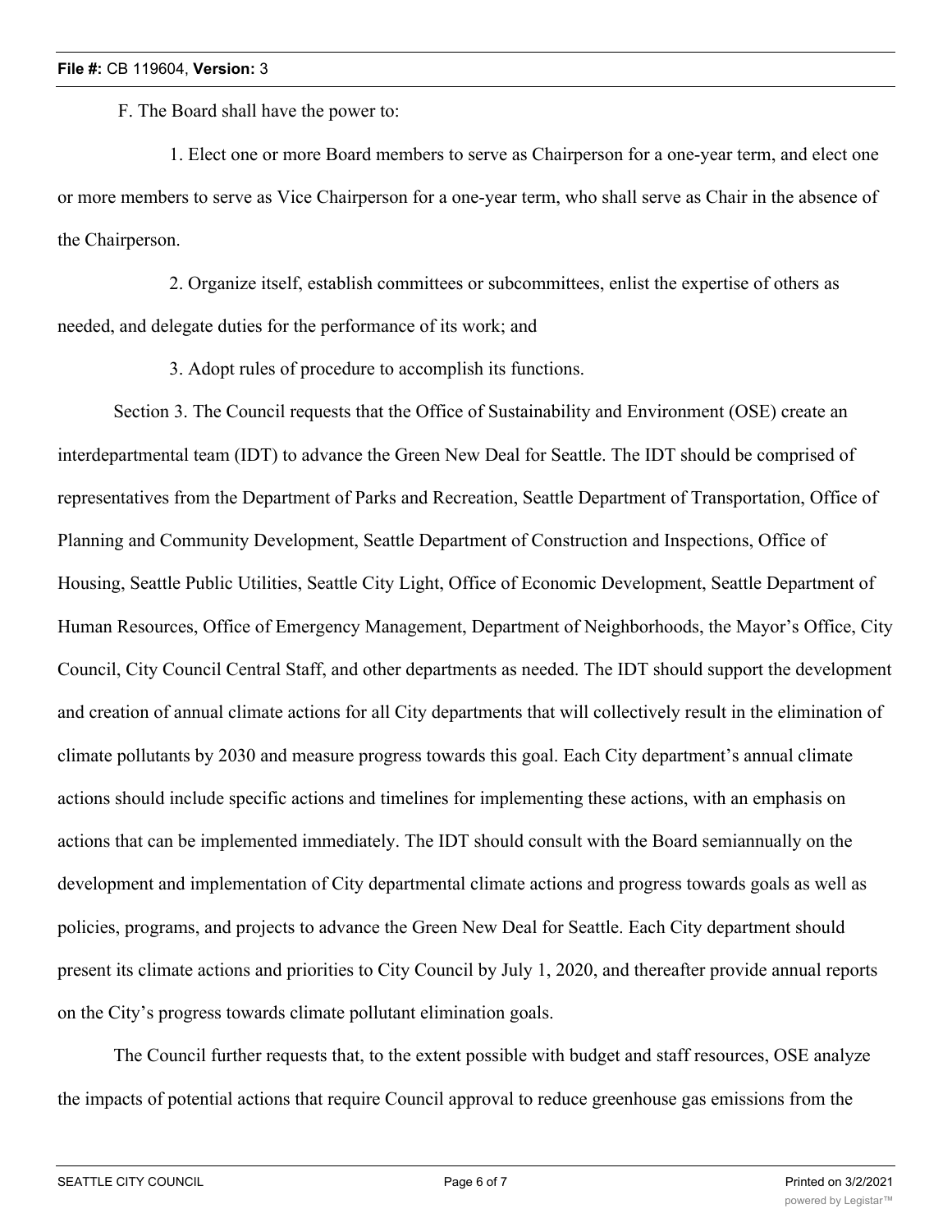F. The Board shall have the power to:

1. Elect one or more Board members to serve as Chairperson for a one-year term, and elect one or more members to serve as Vice Chairperson for a one-year term, who shall serve as Chair in the absence of the Chairperson.

2. Organize itself, establish committees or subcommittees, enlist the expertise of others as needed, and delegate duties for the performance of its work; and

3. Adopt rules of procedure to accomplish its functions.

Section 3. The Council requests that the Office of Sustainability and Environment (OSE) create an interdepartmental team (IDT) to advance the Green New Deal for Seattle. The IDT should be comprised of representatives from the Department of Parks and Recreation, Seattle Department of Transportation, Office of Planning and Community Development, Seattle Department of Construction and Inspections, Office of Housing, Seattle Public Utilities, Seattle City Light, Office of Economic Development, Seattle Department of Human Resources, Office of Emergency Management, Department of Neighborhoods, the Mayor's Office, City Council, City Council Central Staff, and other departments as needed. The IDT should support the development and creation of annual climate actions for all City departments that will collectively result in the elimination of climate pollutants by 2030 and measure progress towards this goal. Each City department's annual climate actions should include specific actions and timelines for implementing these actions, with an emphasis on actions that can be implemented immediately. The IDT should consult with the Board semiannually on the development and implementation of City departmental climate actions and progress towards goals as well as policies, programs, and projects to advance the Green New Deal for Seattle. Each City department should present its climate actions and priorities to City Council by July 1, 2020, and thereafter provide annual reports on the City's progress towards climate pollutant elimination goals.

The Council further requests that, to the extent possible with budget and staff resources, OSE analyze the impacts of potential actions that require Council approval to reduce greenhouse gas emissions from the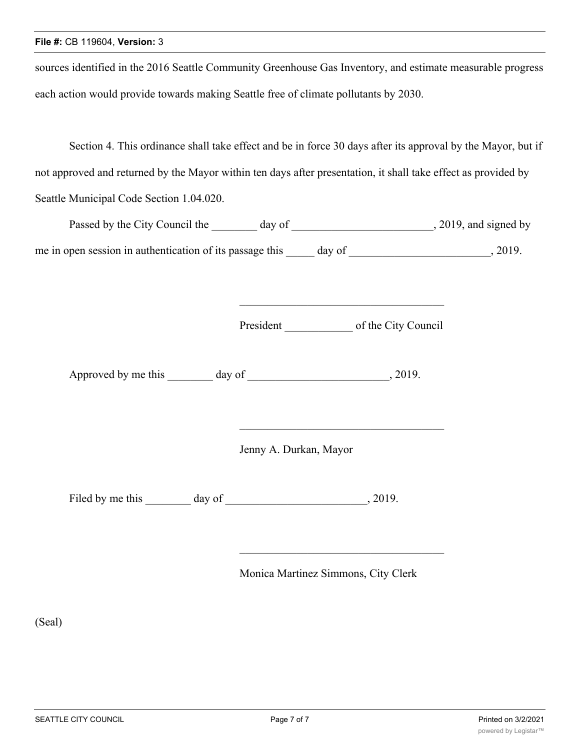sources identified in the 2016 Seattle Community Greenhouse Gas Inventory, and estimate measurable progress each action would provide towards making Seattle free of climate pollutants by 2030.

Section 4. This ordinance shall take effect and be in force 30 days after its approval by the Mayor, but if not approved and returned by the Mayor within ten days after presentation, it shall take effect as provided by Seattle Municipal Code Section 1.04.020.

Passed by the City Council the ________ day of _________________________, 2019, and signed by me in open session in authentication of its passage this _____ day of _________________________, 2019.

_____________________________________

President ____________ of the City Council

Approved by me this ________ day of _________________________, 2019.

_____________________________________

Jenny A. Durkan, Mayor

Filed by me this ________ day of _________________________, 2019.

_____________________________________

Monica Martinez Simmons, City Clerk

(Seal)